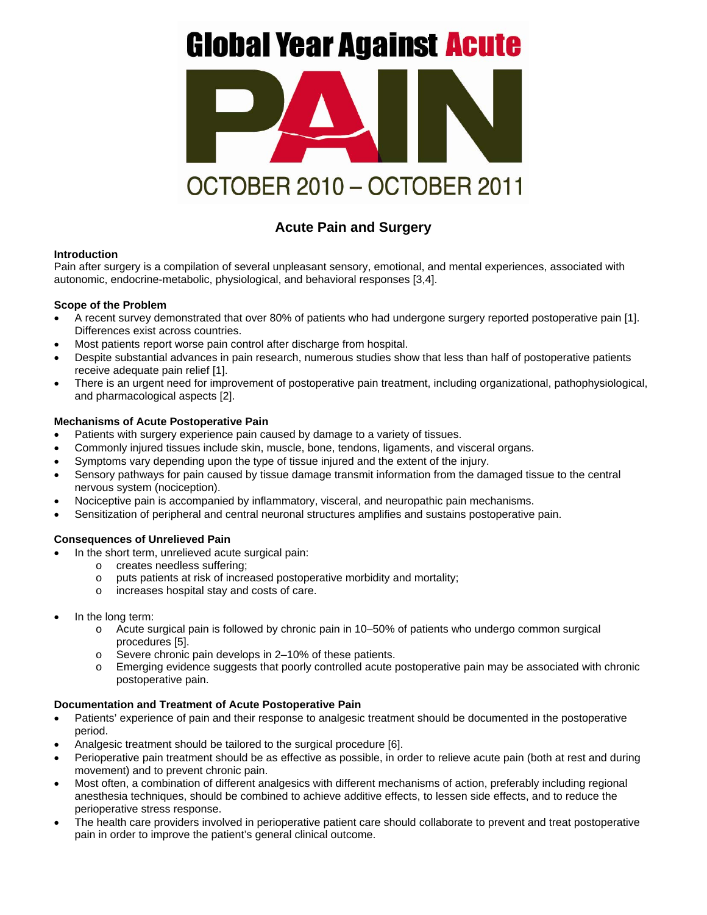# Global Year Against Acute PAIN

OCTOBER 2010 – OCTOBER 2011

## Acute Pain and Surgery

**Introduction**

Pain after surgery is a compilation of several unpleasant sensory, emotional, and mental experiences, associated with autonomic, endocrine-metabolic, physiological, and behavioral responses [3,4].

**Scope of the Problem**

- A recent survey demonstrated that over 80% of patients who had undergone surgery reported postoperative pain [1]. Differences exist across countries.
- Most patients report worse pain control after discharge from hospital.
- Despite substantial advances in pain research, numerous studies show that less than half of postoperative patients receive adequate pain relief [1].
- There is an urgent need for improvement of postoperative pain treatment, including organizational, pathophysiological, and pharmacological aspects [2].

**Mechanisms of Acute Postoperative Pain**

- Patients with surgery experience pain caused by damage to a variety of tissues.
- Commonly injured tissues include skin, muscle, bone, tendons, ligaments, and visceral organs.
- Symptoms vary depending upon the type of tissue injured and the extent of the injury.
- Sensory pathways for pain caused by tissue damage transmit information from the damaged tissue to the central nervous system (nociception).
- Nociceptive pain is accompanied by inflammatory, visceral, and neuropathic pain mechanisms.
- Sensitization of peripheral and central neuronal structures amplifies and sustains postoperative pain.

**Consequences of Unrelieved Pain**

- In the short term, unrelieved acute surgical pain:
  - creates needless suffering;
  - puts patients at risk of increased postoperative morbidity and mortality;
  - increases hospital stay and costs of care.
- In the long term:
  - Acute surgical pain is followed by chronic pain in 10–50% of patients who undergo common surgical procedures [5].
  - Severe chronic pain develops in 2–10% of these patients.
  - Emerging evidence suggests that poorly controlled acute postoperative pain may be associated with chronic postoperative pain.

**Documentation and Treatment of Acute Postoperative Pain**

- Patients' experience of pain and their response to analgesic treatment should be documented in the postoperative period.
- Analgesic treatment should be tailored to the surgical procedure [6].
- Perioperative pain treatment should be as effective as possible, in order to relieve acute pain (both at rest and during movement) and to prevent chronic pain.
- Most often, a combination of different analgesics with different mechanisms of action, preferably including regional anesthesia techniques, should be combined to achieve additive effects, to lessen side effects, and to reduce the perioperative stress response.
- The health care providers involved in perioperative patient care should collaborate to prevent and treat postoperative pain in order to improve the patient's general clinical outcome.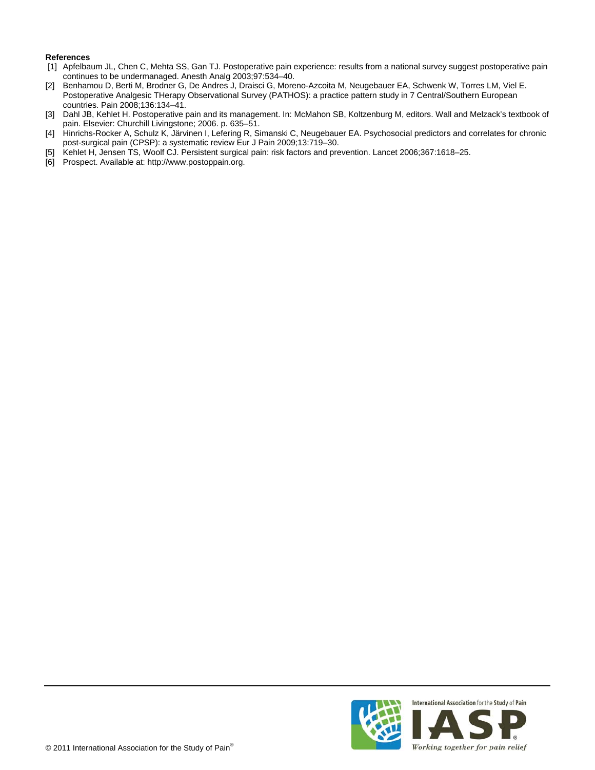**References**

[1] Apfelbaum JL, Chen C, Mehta SS, Gan TJ. Postoperative pain experience: results from a national survey suggest postoperative pain continues to be undermanaged. Anesth Analg 2003;97:534–40.

[2] Benhamou D, Berti M, Brodner G, De Andres J, Draisci G, Moreno-Azcoita M, Neugebauer EA, Schwenk W, Torres LM, Viel E. Postoperative Analgesic THerapy Observational Survey (PATHOS): a practice pattern study in 7 Central/Southern European countries. Pain 2008;136:134–41.

[3] Dahl JB, Kehlet H. Postoperative pain and its management. In: McMahon SB, Koltzenburg M, editors. Wall and Melzack's textbook of pain. Elsevier: Churchill Livingstone; 2006. p. 635–51.

[4] Hinrichs-Rocker A, Schulz K, Järvinen I, Lefering R, Simanski C, Neugebauer EA. Psychosocial predictors and correlates for chronic post-surgical pain (CPSP): a systematic review Eur J Pain 2009;13:719–30.

[5] Kehlet H, Jensen TS, Woolf CJ. Persistent surgical pain: risk factors and prevention. Lancet 2006;367:1618–25.

[6] Prospect. Available at: http://www.postoppain.org.

© 2011 International Association for the Study of Pain®

International Association for the Study of Pain

IASP®

*Working together for pain relief*